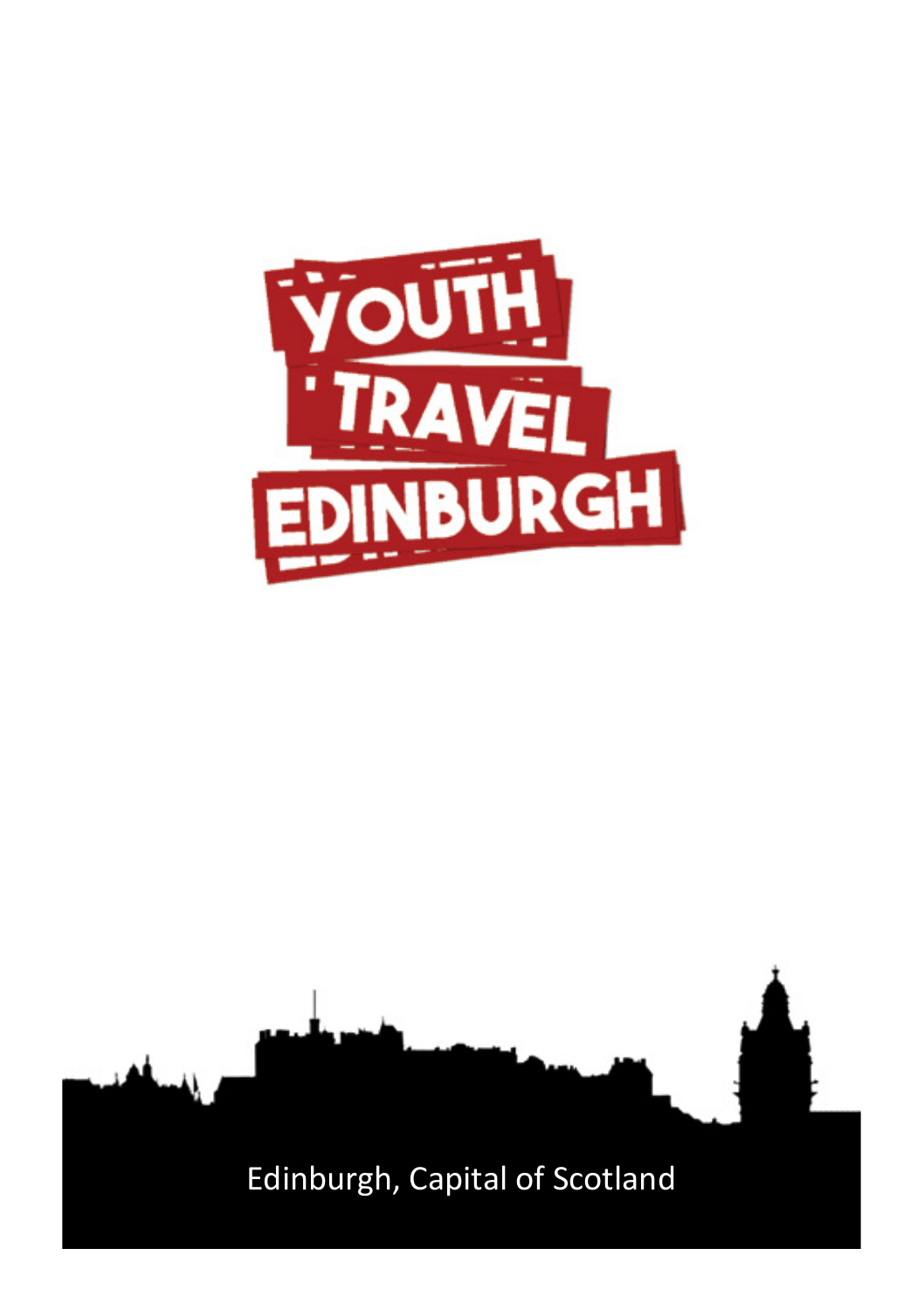# YOUTH TRAVEL EDINBURGH

Edinburgh, Capital of Scotland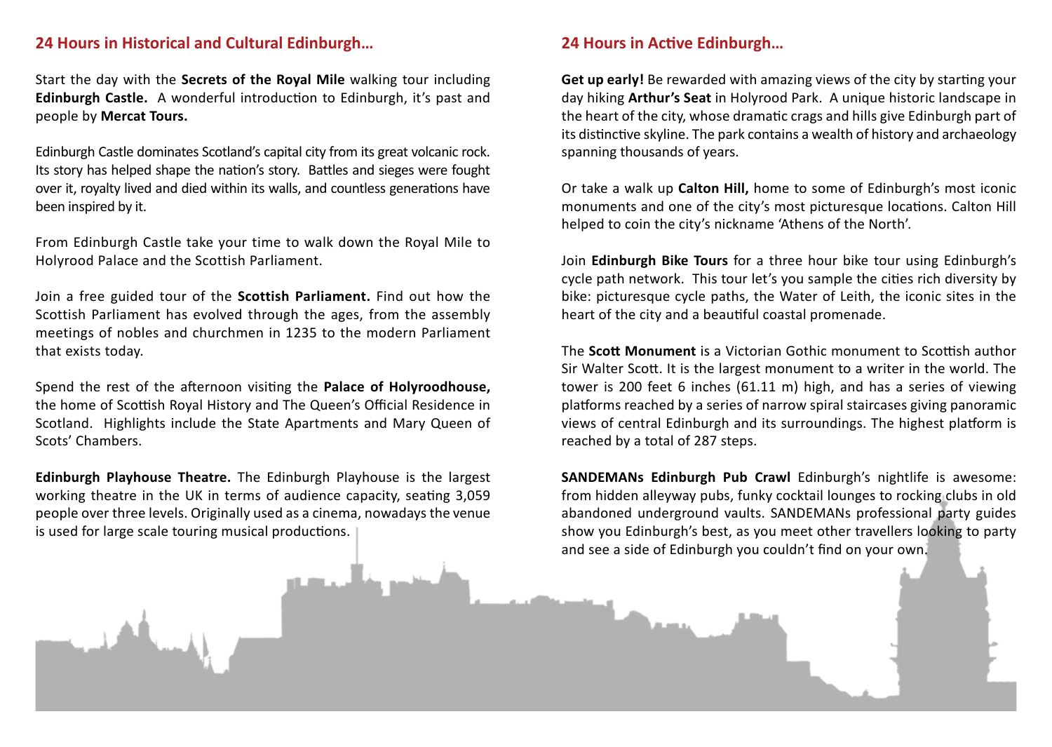## 24 Hours in Historical and Cultural Edinburgh…

Start the day with the **Secrets of the Royal Mile** walking tour including **Edinburgh Castle.** A wonderful introduction to Edinburgh, it's past and people by **Mercat Tours.**

Edinburgh Castle dominates Scotland's capital city from its great volcanic rock. Its story has helped shape the nation's story. Battles and sieges were fought over it, royalty lived and died within its walls, and countless generations have been inspired by it.

From Edinburgh Castle take your time to walk down the Royal Mile to Holyrood Palace and the Scottish Parliament.

Join a free guided tour of the **Scottish Parliament.** Find out how the Scottish Parliament has evolved through the ages, from the assembly meetings of nobles and churchmen in 1235 to the modern Parliament that exists today.

Spend the rest of the afternoon visiting the **Palace of Holyroodhouse,** the home of Scottish Royal History and The Queen's Official Residence in Scotland. Highlights include the State Apartments and Mary Queen of Scots' Chambers.

**Edinburgh Playhouse Theatre.** The Edinburgh Playhouse is the largest working theatre in the UK in terms of audience capacity, seating 3,059 people over three levels. Originally used as a cinema, nowadays the venue is used for large scale touring musical productions.

## 24 Hours in Active Edinburgh…

**Get up early!** Be rewarded with amazing views of the city by starting your day hiking **Arthur's Seat** in Holyrood Park. A unique historic landscape in the heart of the city, whose dramatic crags and hills give Edinburgh part of its distinctive skyline. The park contains a wealth of history and archaeology spanning thousands of years.

Or take a walk up **Calton Hill,** home to some of Edinburgh's most iconic monuments and one of the city's most picturesque locations. Calton Hill helped to coin the city's nickname 'Athens of the North'.

Join **Edinburgh Bike Tours** for a three hour bike tour using Edinburgh's cycle path network. This tour let's you sample the cities rich diversity by bike: picturesque cycle paths, the Water of Leith, the iconic sites in the heart of the city and a beautiful coastal promenade.

The **Scott Monument** is a Victorian Gothic monument to Scottish author Sir Walter Scott. It is the largest monument to a writer in the world. The tower is 200 feet 6 inches (61.11 m) high, and has a series of viewing platforms reached by a series of narrow spiral staircases giving panoramic views of central Edinburgh and its surroundings. The highest platform is reached by a total of 287 steps.

**SANDEMANs Edinburgh Pub Crawl** Edinburgh's nightlife is awesome: from hidden alleyway pubs, funky cocktail lounges to rocking clubs in old abandoned underground vaults. SANDEMANs professional party guides show you Edinburgh's best, as you meet other travellers looking to party and see a side of Edinburgh you couldn't find on your own.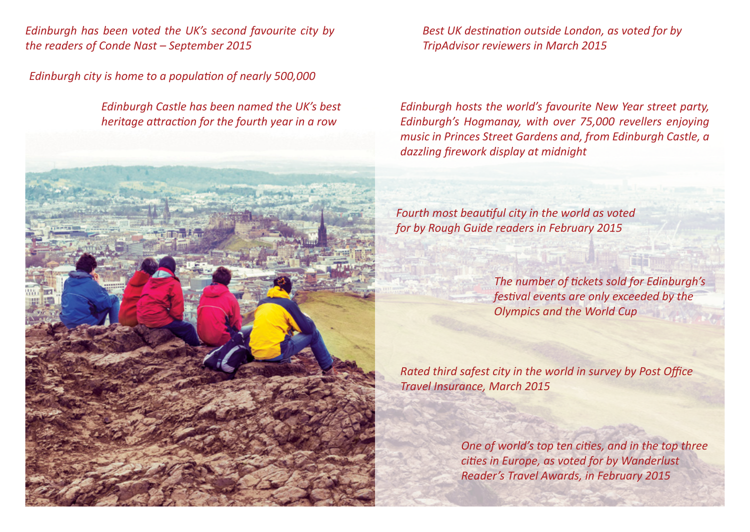*Edinburgh has been voted the UK's second favourite city by the readers of Conde Nast – September 2015*

*Best UK destination outside London, as voted for by TripAdvisor reviewers in March 2015*

*Edinburgh city is home to a population of nearly 500,000*

*Edinburgh Castle has been named the UK's best heritage attraction for the fourth year in a row*

*Edinburgh hosts the world's favourite New Year street party, Edinburgh's Hogmanay, with over 75,000 revellers enjoying music in Princes Street Gardens and, from Edinburgh Castle, a dazzling firework display at midnight*

*Fourth most beautiful city in the world as voted for by Rough Guide readers in February 2015*

*The number of tickets sold for Edinburgh's festival events are only exceeded by the Olympics and the World Cup*

*Rated third safest city in the world in survey by Post Office Travel Insurance, March 2015*

*One of world's top ten cities, and in the top three cities in Europe, as voted for by Wanderlust Reader's Travel Awards, in February 2015*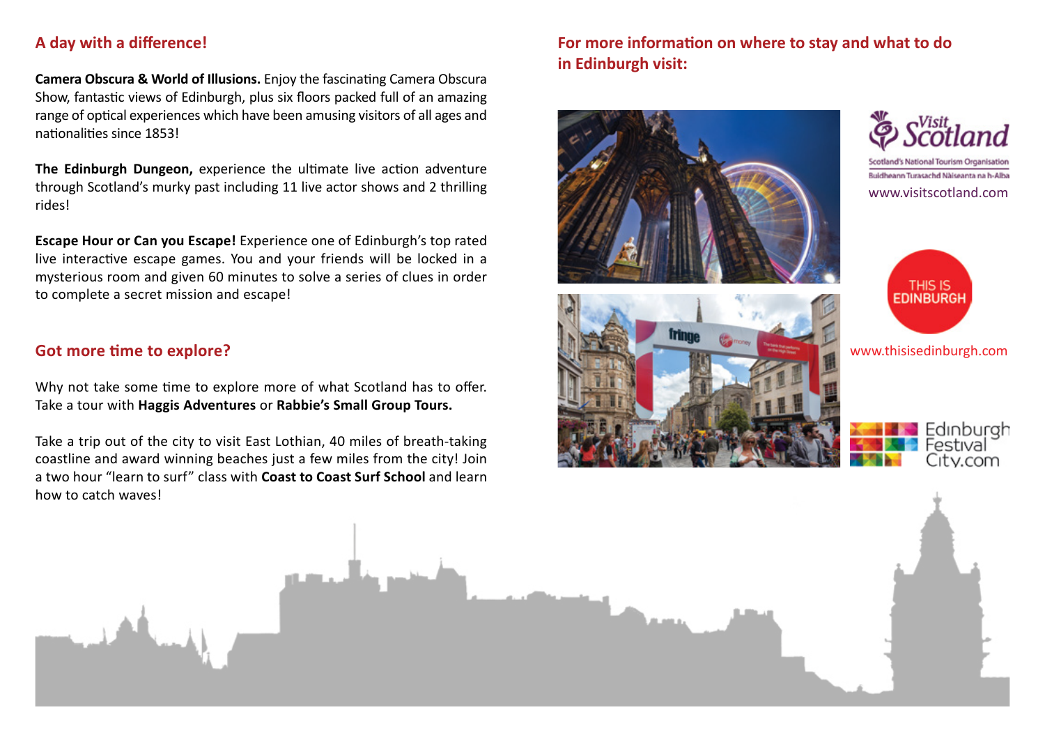## A day with a difference!

**Camera Obscura & World of Illusions.** Enjoy the fascinating Camera Obscura Show, fantastic views of Edinburgh, plus six floors packed full of an amazing range of optical experiences which have been amusing visitors of all ages and nationalities since 1853!

**The Edinburgh Dungeon,** experience the ultimate live action adventure through Scotland's murky past including 11 live actor shows and 2 thrilling rides!

**Escape Hour or Can you Escape!** Experience one of Edinburgh's top rated live interactive escape games. You and your friends will be locked in a mysterious room and given 60 minutes to solve a series of clues in order to complete a secret mission and escape!

## Got more time to explore?

Why not take some time to explore more of what Scotland has to offer. Take a tour with **Haggis Adventures** or **Rabbie's Small Group Tours.**

Take a trip out of the city to visit East Lothian, 40 miles of breath-taking coastline and award winning beaches just a few miles from the city! Join a two hour "learn to surf" class with **Coast to Coast Surf School** and learn how to catch waves!

## For more information on where to stay and what to do in Edinburgh visit:

Visit Scotland
Scotland's National Tourism Organisation
Buidheann Turasachd Nàiseanta na h-Alba
www.visitscotland.com

THIS IS EDINBURGH
www.thisisedinburgh.com

Edinburgh Festival City.com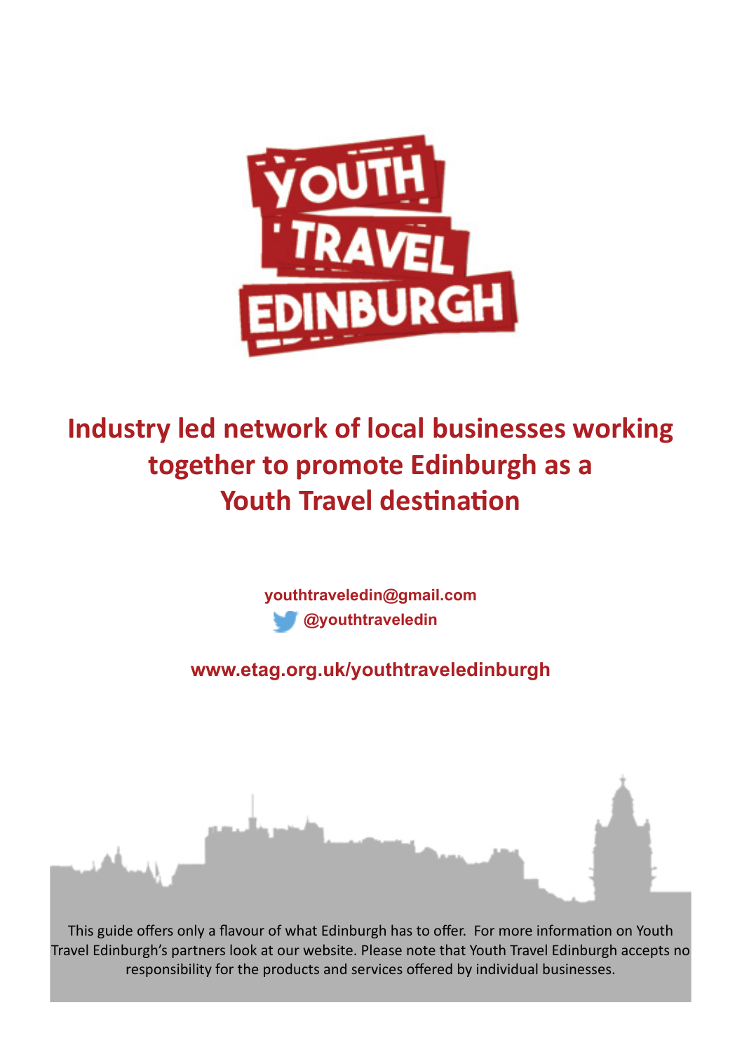# Industry led network of local businesses working together to promote Edinburgh as a Youth Travel destination

youthtraveledin@gmail.com

@youthtraveledin

**www.etag.org.uk/youthtraveledinburgh**

This guide offers only a flavour of what Edinburgh has to offer. For more information on Youth Travel Edinburgh's partners look at our website. Please note that Youth Travel Edinburgh accepts no responsibility for the products and services offered by individual businesses.